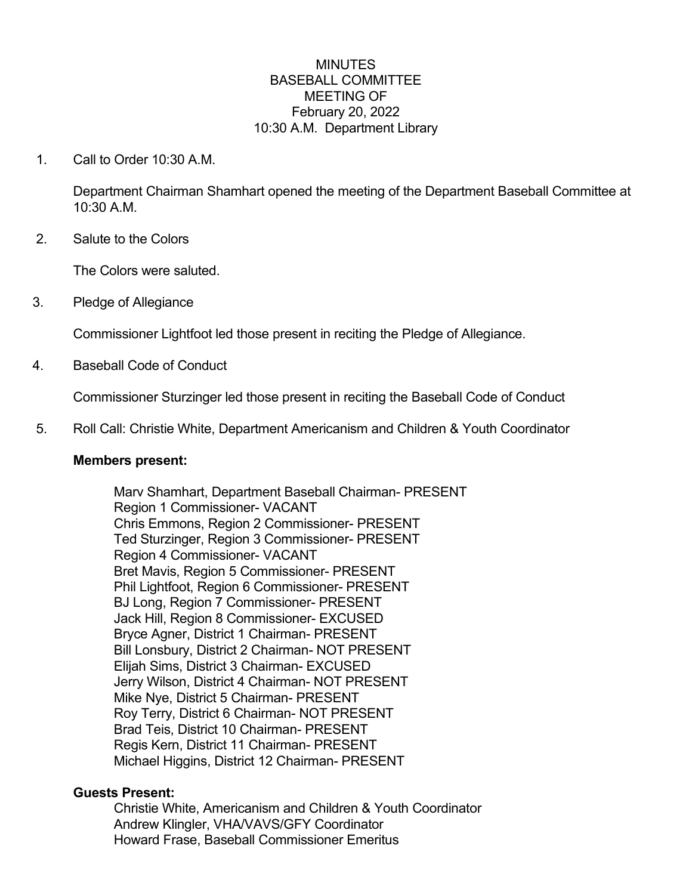# MINUTES
## BASEBALL COMMITTEE
## MEETING OF
## February 20, 2022
## 10:30 A.M. Department Library

1. Call to Order 10:30 A.M.

   Department Chairman Shamhart opened the meeting of the Department Baseball Committee at 10:30 A.M.

2. Salute to the Colors

   The Colors were saluted.

3. Pledge of Allegiance

   Commissioner Lightfoot led those present in reciting the Pledge of Allegiance.

4. Baseball Code of Conduct

   Commissioner Sturzinger led those present in reciting the Baseball Code of Conduct

5. Roll Call: Christie White, Department Americanism and Children & Youth Coordinator

   **Members present:**

   Marv Shamhart, Department Baseball Chairman- PRESENT
   Region 1 Commissioner- VACANT
   Chris Emmons, Region 2 Commissioner- PRESENT
   Ted Sturzinger, Region 3 Commissioner- PRESENT
   Region 4 Commissioner- VACANT
   Bret Mavis, Region 5 Commissioner- PRESENT
   Phil Lightfoot, Region 6 Commissioner- PRESENT
   BJ Long, Region 7 Commissioner- PRESENT
   Jack Hill, Region 8 Commissioner- EXCUSED
   Bryce Agner, District 1 Chairman- PRESENT
   Bill Lonsbury, District 2 Chairman- NOT PRESENT
   Elijah Sims, District 3 Chairman- EXCUSED
   Jerry Wilson, District 4 Chairman- NOT PRESENT
   Mike Nye, District 5 Chairman- PRESENT
   Roy Terry, District 6 Chairman- NOT PRESENT
   Brad Teis, District 10 Chairman- PRESENT
   Regis Kern, District 11 Chairman- PRESENT
   Michael Higgins, District 12 Chairman- PRESENT

   **Guests Present:**

   Christie White, Americanism and Children & Youth Coordinator
   Andrew Klingler, VHA/VAVS/GFY Coordinator
   Howard Frase, Baseball Commissioner Emeritus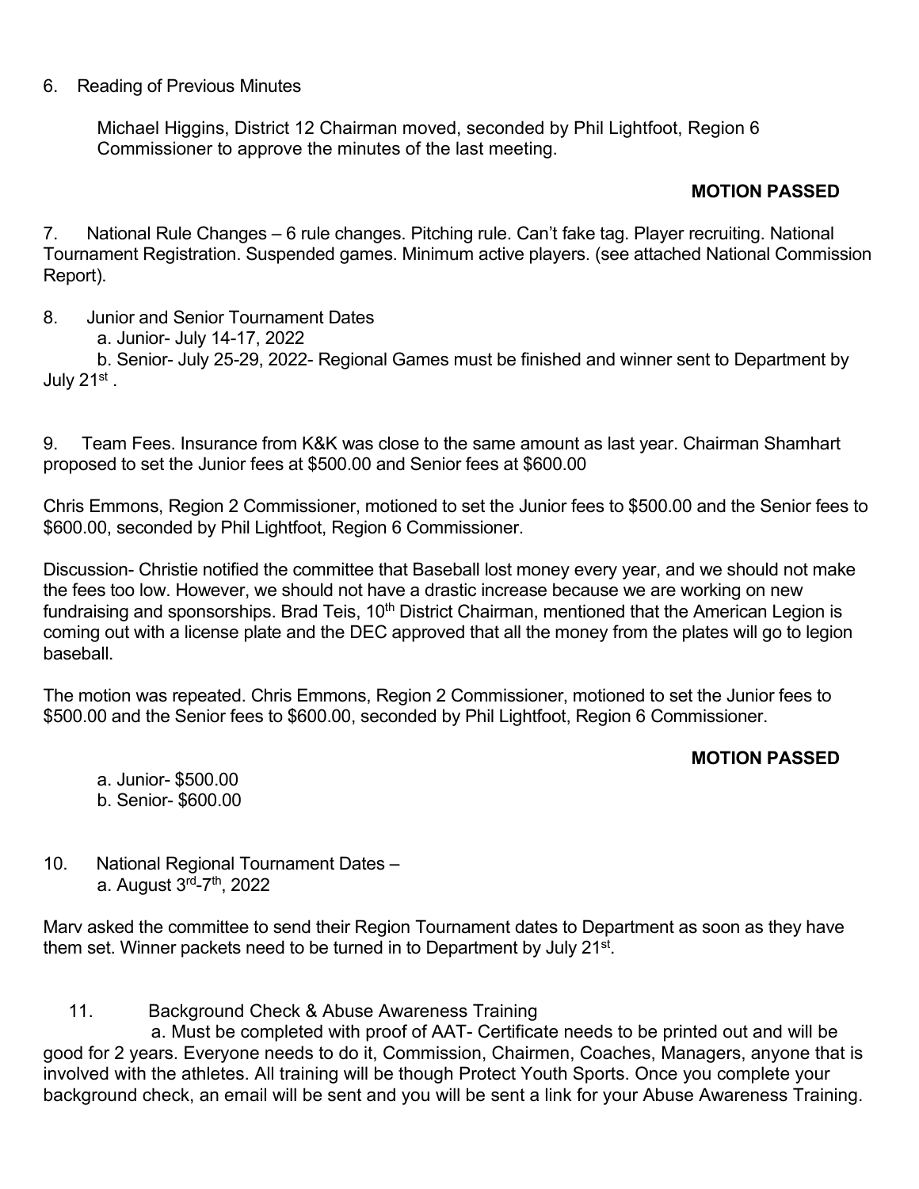6. Reading of Previous Minutes

Michael Higgins, District 12 Chairman moved, seconded by Phil Lightfoot, Region 6 Commissioner to approve the minutes of the last meeting.

**MOTION PASSED**

7. National Rule Changes – 6 rule changes. Pitching rule. Can't fake tag. Player recruiting. National Tournament Registration. Suspended games. Minimum active players. (see attached National Commission Report).

8. Junior and Senior Tournament Dates
   a. Junior- July 14-17, 2022
   b. Senior- July 25-29, 2022- Regional Games must be finished and winner sent to Department by July 21st .

9. Team Fees. Insurance from K&K was close to the same amount as last year. Chairman Shamhart proposed to set the Junior fees at $500.00 and Senior fees at $600.00

Chris Emmons, Region 2 Commissioner, motioned to set the Junior fees to $500.00 and the Senior fees to $600.00, seconded by Phil Lightfoot, Region 6 Commissioner.

Discussion- Christie notified the committee that Baseball lost money every year, and we should not make the fees too low. However, we should not have a drastic increase because we are working on new fundraising and sponsorships. Brad Teis, 10th District Chairman, mentioned that the American Legion is coming out with a license plate and the DEC approved that all the money from the plates will go to legion baseball.

The motion was repeated. Chris Emmons, Region 2 Commissioner, motioned to set the Junior fees to $500.00 and the Senior fees to $600.00, seconded by Phil Lightfoot, Region 6 Commissioner.

**MOTION PASSED**

a. Junior- $500.00
b. Senior- $600.00

10. National Regional Tournament Dates –
   a. August 3rd-7th, 2022

Marv asked the committee to send their Region Tournament dates to Department as soon as they have them set. Winner packets need to be turned in to Department by July 21st.

11. Background Check & Abuse Awareness Training
   a. Must be completed with proof of AAT- Certificate needs to be printed out and will be good for 2 years. Everyone needs to do it, Commission, Chairmen, Coaches, Managers, anyone that is involved with the athletes. All training will be though Protect Youth Sports. Once you complete your background check, an email will be sent and you will be sent a link for your Abuse Awareness Training.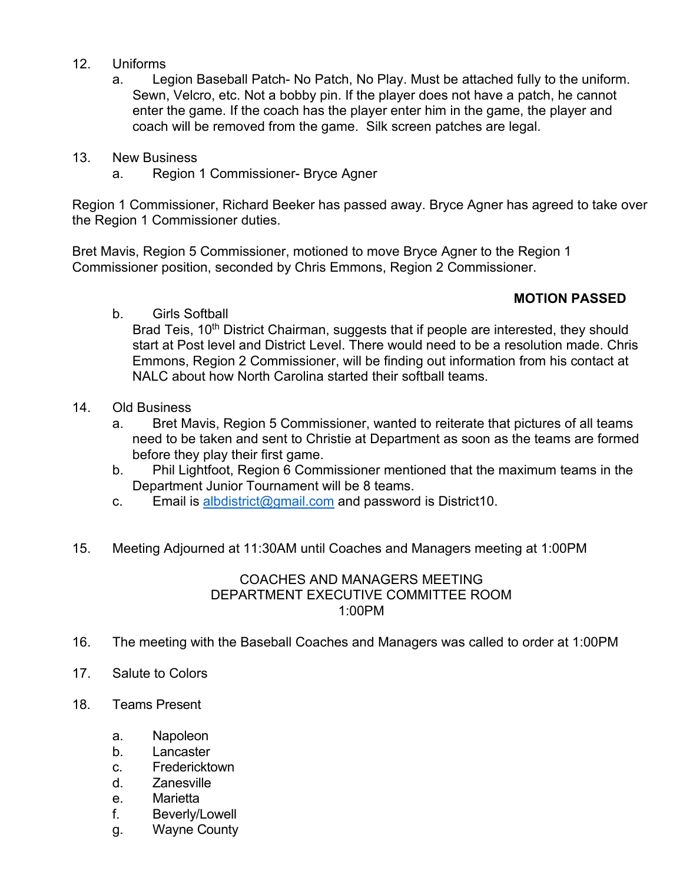12. Uniforms
    a. Legion Baseball Patch- No Patch, No Play. Must be attached fully to the uniform. Sewn, Velcro, etc. Not a bobby pin. If the player does not have a patch, he cannot enter the game. If the coach has the player enter him in the game, the player and coach will be removed from the game. Silk screen patches are legal.

13. New Business
    a. Region 1 Commissioner- Bryce Agner

Region 1 Commissioner, Richard Beeker has passed away. Bryce Agner has agreed to take over the Region 1 Commissioner duties.

Bret Mavis, Region 5 Commissioner, motioned to move Bryce Agner to the Region 1 Commissioner position, seconded by Chris Emmons, Region 2 Commissioner.

**MOTION PASSED**

    b. Girls Softball
    Brad Teis, 10th District Chairman, suggests that if people are interested, they should start at Post level and District Level. There would need to be a resolution made. Chris Emmons, Region 2 Commissioner, will be finding out information from his contact at NALC about how North Carolina started their softball teams.

14. Old Business
    a. Bret Mavis, Region 5 Commissioner, wanted to reiterate that pictures of all teams need to be taken and sent to Christie at Department as soon as the teams are formed before they play their first game.
    b. Phil Lightfoot, Region 6 Commissioner mentioned that the maximum teams in the Department Junior Tournament will be 8 teams.
    c. Email is albdistrict@gmail.com and password is District10.

15. Meeting Adjourned at 11:30AM until Coaches and Managers meeting at 1:00PM

COACHES AND MANAGERS MEETING
DEPARTMENT EXECUTIVE COMMITTEE ROOM
1:00PM

16. The meeting with the Baseball Coaches and Managers was called to order at 1:00PM

17. Salute to Colors

18. Teams Present

    a. Napoleon
    b. Lancaster
    c. Fredericktown
    d. Zanesville
    e. Marietta
    f. Beverly/Lowell
    g. Wayne County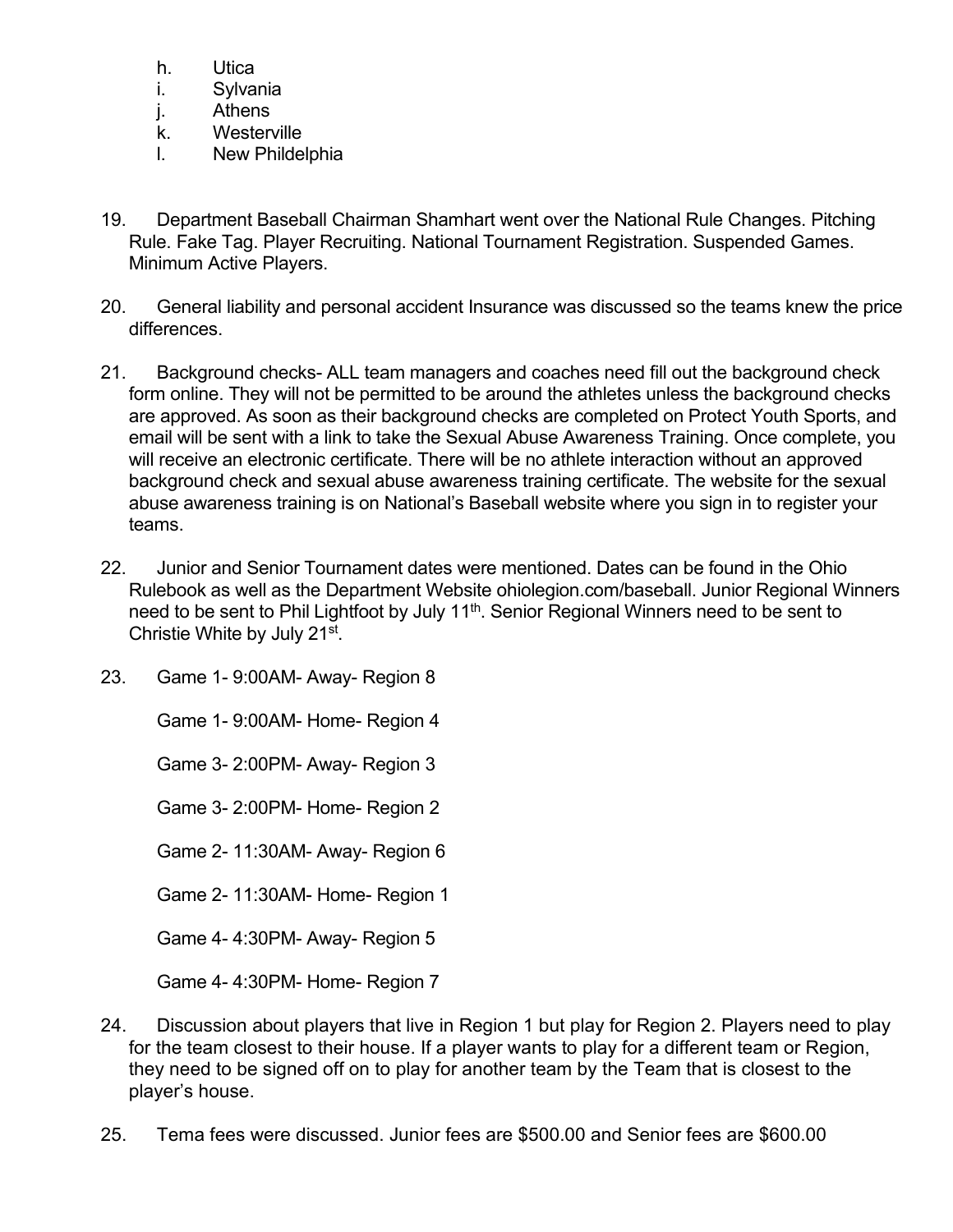h. Utica
i. Sylvania
j. Athens
k. Westerville
l. New Phildelphia

19. Department Baseball Chairman Shamhart went over the National Rule Changes. Pitching Rule. Fake Tag. Player Recruiting. National Tournament Registration. Suspended Games. Minimum Active Players.

20. General liability and personal accident Insurance was discussed so the teams knew the price differences.

21. Background checks- ALL team managers and coaches need fill out the background check form online. They will not be permitted to be around the athletes unless the background checks are approved. As soon as their background checks are completed on Protect Youth Sports, and email will be sent with a link to take the Sexual Abuse Awareness Training. Once complete, you will receive an electronic certificate. There will be no athlete interaction without an approved background check and sexual abuse awareness training certificate. The website for the sexual abuse awareness training is on National's Baseball website where you sign in to register your teams.

22. Junior and Senior Tournament dates were mentioned. Dates can be found in the Ohio Rulebook as well as the Department Website ohiolegion.com/baseball. Junior Regional Winners need to be sent to Phil Lightfoot by July 11th. Senior Regional Winners need to be sent to Christie White by July 21st.

23. Game 1- 9:00AM- Away- Region 8

    Game 1- 9:00AM- Home- Region 4

    Game 3- 2:00PM- Away- Region 3

    Game 3- 2:00PM- Home- Region 2

    Game 2- 11:30AM- Away- Region 6

    Game 2- 11:30AM- Home- Region 1

    Game 4- 4:30PM- Away- Region 5

    Game 4- 4:30PM- Home- Region 7

24. Discussion about players that live in Region 1 but play for Region 2. Players need to play for the team closest to their house. If a player wants to play for a different team or Region, they need to be signed off on to play for another team by the Team that is closest to the player's house.

25. Tema fees were discussed. Junior fees are $500.00 and Senior fees are $600.00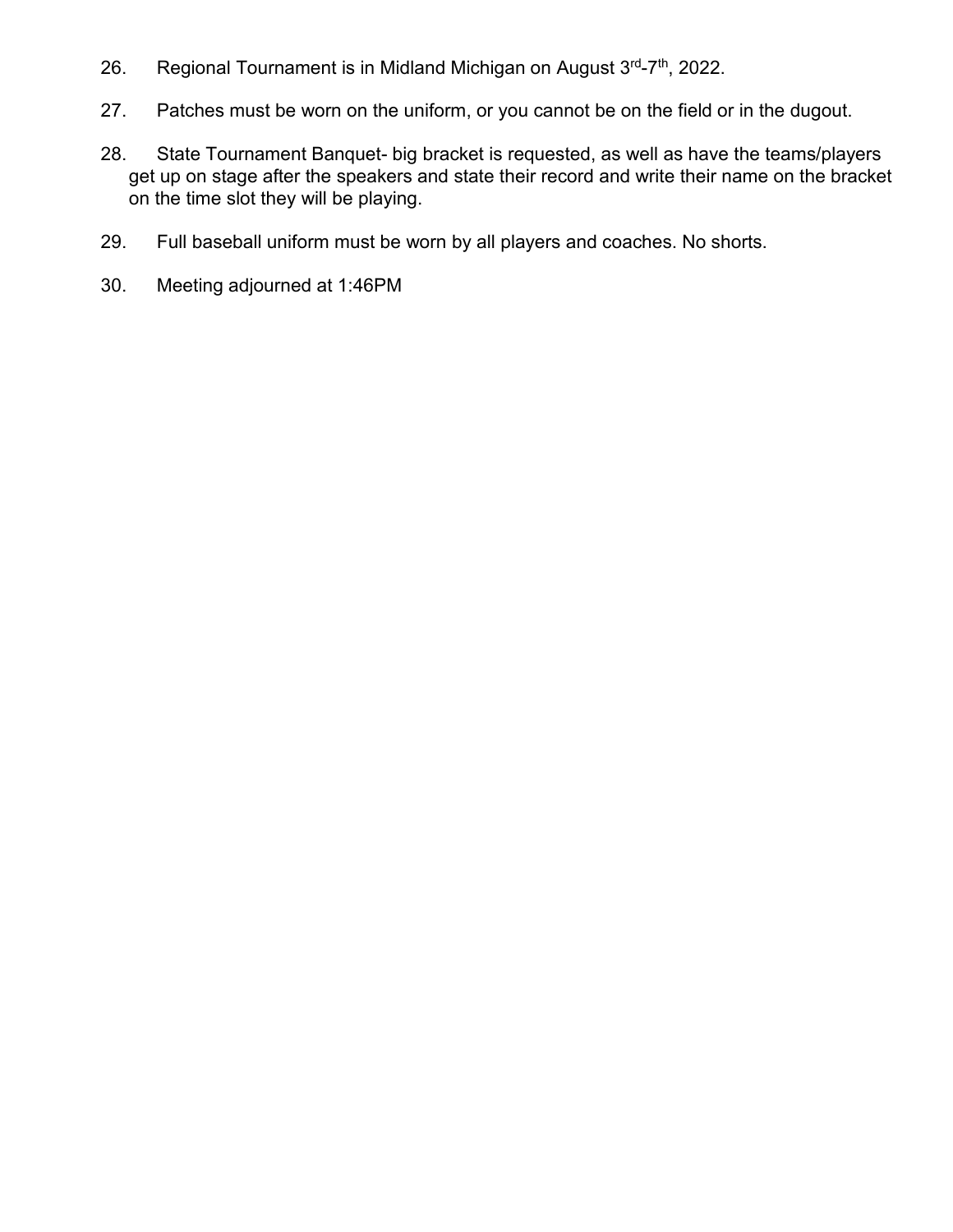26. Regional Tournament is in Midland Michigan on August 3rd-7th, 2022.

27. Patches must be worn on the uniform, or you cannot be on the field or in the dugout.

28. State Tournament Banquet- big bracket is requested, as well as have the teams/players get up on stage after the speakers and state their record and write their name on the bracket on the time slot they will be playing.

29. Full baseball uniform must be worn by all players and coaches. No shorts.

30. Meeting adjourned at 1:46PM